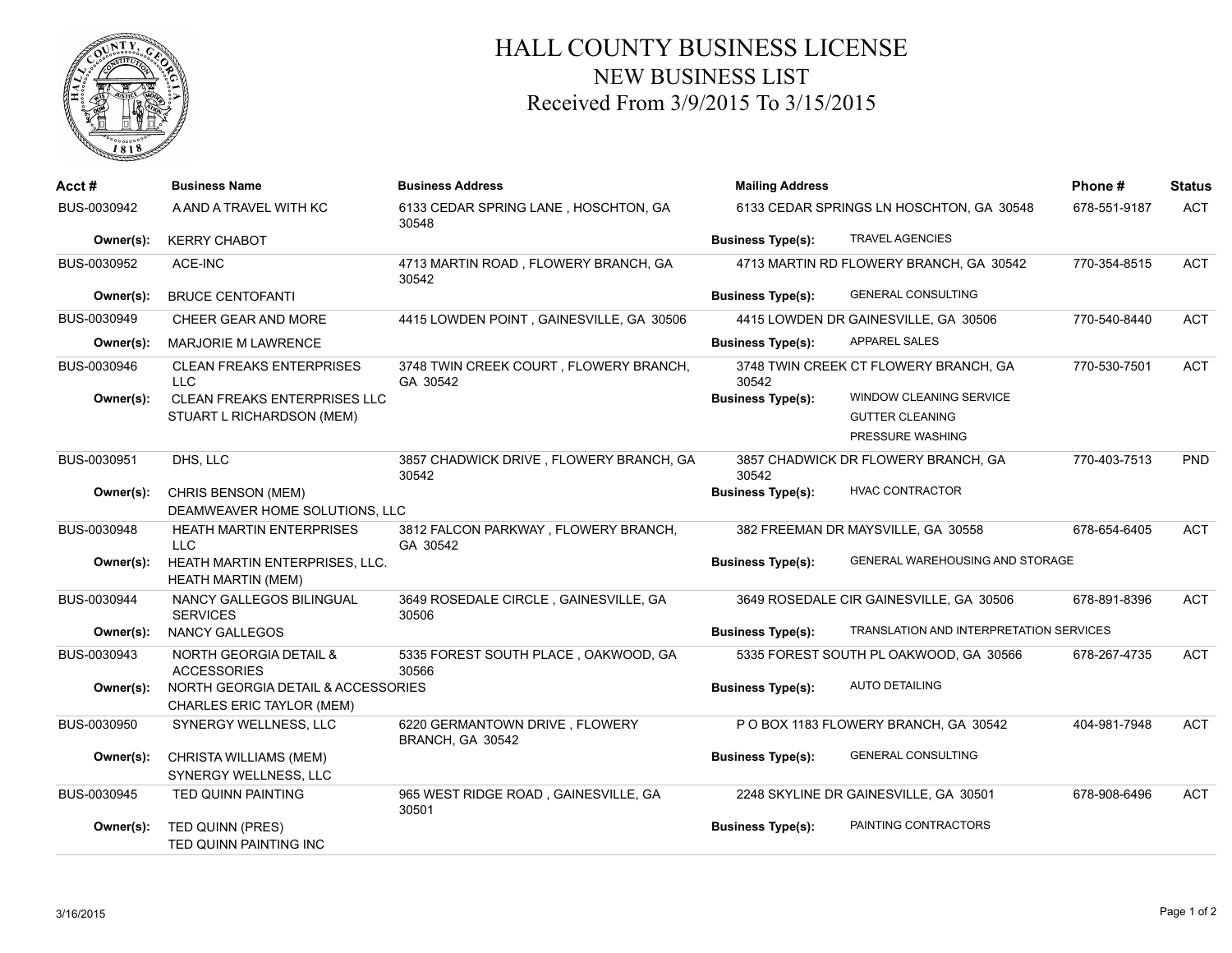# HALL COUNTY BUSINESS LICENSE
## NEW BUSINESS LIST
## Received From 3/9/2015 To 3/15/2015

| Acct # | Business Name | Business Address | Mailing Address | Business Type(s) | Phone # | Status |
|---|---|---|---|---|---|---|
| BUS-0030942 | A AND A TRAVEL WITH KC | 6133 CEDAR SPRING LANE , HOSCHTON, GA 30548 | 6133 CEDAR SPRINGS LN HOSCHTON, GA 30548 | TRAVEL AGENCIES | 678-551-9187 | ACT |
| Owner(s): | KERRY CHABOT | | | | | |
| BUS-0030952 | ACE-INC | 4713 MARTIN ROAD , FLOWERY BRANCH, GA 30542 | 4713 MARTIN RD FLOWERY BRANCH, GA 30542 | GENERAL CONSULTING | 770-354-8515 | ACT |
| Owner(s): | BRUCE CENTOFANTI | | | | | |
| BUS-0030949 | CHEER GEAR AND MORE | 4415 LOWDEN POINT , GAINESVILLE, GA 30506 | 4415 LOWDEN DR GAINESVILLE, GA 30506 | APPAREL SALES | 770-540-8440 | ACT |
| Owner(s): | MARJORIE M LAWRENCE | | | | | |
| BUS-0030946 | CLEAN FREAKS ENTERPRISES LLC | 3748 TWIN CREEK COURT , FLOWERY BRANCH, GA 30542 | 3748 TWIN CREEK CT FLOWERY BRANCH, GA 30542 | WINDOW CLEANING SERVICE; GUTTER CLEANING; PRESSURE WASHING | 770-530-7501 | ACT |
| Owner(s): | CLEAN FREAKS ENTERPRISES LLC; STUART L RICHARDSON (MEM) | | | | | |
| BUS-0030951 | DHS, LLC | 3857 CHADWICK DRIVE , FLOWERY BRANCH, GA 30542 | 3857 CHADWICK DR FLOWERY BRANCH, GA 30542 | HVAC CONTRACTOR | 770-403-7513 | PND |
| Owner(s): | CHRIS BENSON (MEM); DEAMWEAVER HOME SOLUTIONS, LLC | | | | | |
| BUS-0030948 | HEATH MARTIN ENTERPRISES LLC | 3812 FALCON PARKWAY , FLOWERY BRANCH, GA 30542 | 382 FREEMAN DR MAYSVILLE, GA 30558 | GENERAL WAREHOUSING AND STORAGE | 678-654-6405 | ACT |
| Owner(s): | HEATH MARTIN ENTERPRISES, LLC.; HEATH MARTIN (MEM) | | | | | |
| BUS-0030944 | NANCY GALLEGOS BILINGUAL SERVICES | 3649 ROSEDALE CIRCLE , GAINESVILLE, GA 30506 | 3649 ROSEDALE CIR GAINESVILLE, GA 30506 | TRANSLATION AND INTERPRETATION SERVICES | 678-891-8396 | ACT |
| Owner(s): | NANCY GALLEGOS | | | | | |
| BUS-0030943 | NORTH GEORGIA DETAIL & ACCESSORIES | 5335 FOREST SOUTH PLACE , OAKWOOD, GA 30566 | 5335 FOREST SOUTH PL OAKWOOD, GA 30566 | AUTO DETAILING | 678-267-4735 | ACT |
| Owner(s): | NORTH GEORGIA DETAIL & ACCESSORIES; CHARLES ERIC TAYLOR (MEM) | | | | | |
| BUS-0030950 | SYNERGY WELLNESS, LLC | 6220 GERMANTOWN DRIVE , FLOWERY BRANCH, GA 30542 | P O BOX 1183 FLOWERY BRANCH, GA 30542 | GENERAL CONSULTING | 404-981-7948 | ACT |
| Owner(s): | CHRISTA WILLIAMS (MEM); SYNERGY WELLNESS, LLC | | | | | |
| BUS-0030945 | TED QUINN PAINTING | 965 WEST RIDGE ROAD , GAINESVILLE, GA 30501 | 2248 SKYLINE DR GAINESVILLE, GA 30501 | PAINTING CONTRACTORS | 678-908-6496 | ACT |
| Owner(s): | TED QUINN (PRES); TED QUINN PAINTING INC | | | | | |

3/16/2015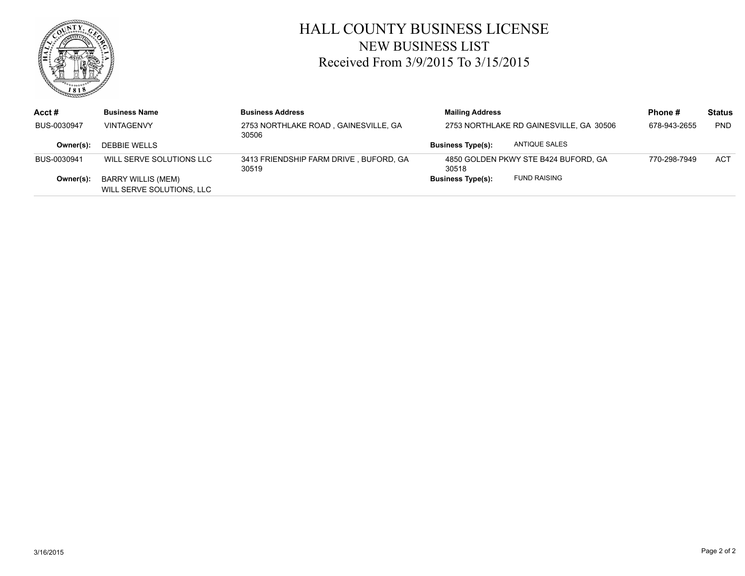# HALL COUNTY BUSINESS LICENSE

## NEW BUSINESS LIST

## Received From 3/9/2015 To 3/15/2015

| Acct # | Business Name | Business Address | Mailing Address | | Phone # | Status |
|---|---|---|---|---|---|---|
| BUS-0030947 | VINTAGENVY | 2753 NORTHLAKE ROAD , GAINESVILLE, GA 30506 | 2753 NORTHLAKE RD GAINESVILLE, GA 30506 | | 678-943-2655 | PND |
| **Owner(s):** | DEBBIE WELLS | | **Business Type(s):** | ANTIQUE SALES | | |
| BUS-0030941 | WILL SERVE SOLUTIONS LLC | 3413 FRIENDSHIP FARM DRIVE , BUFORD, GA 30519 | 4850 GOLDEN PKWY STE B424 BUFORD, GA 30518 | | 770-298-7949 | ACT |
| **Owner(s):** | BARRY WILLIS (MEM) WILL SERVE SOLUTIONS, LLC | | **Business Type(s):** | FUND RAISING | | |

3/16/2015